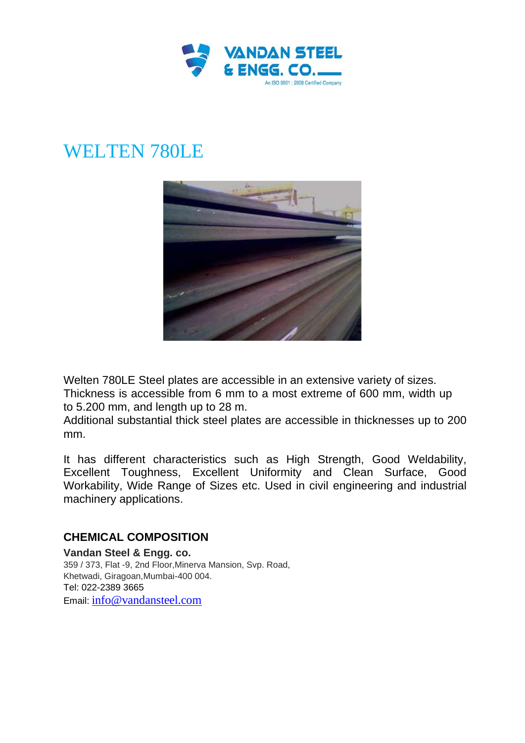# WELTEN 780LE

Welten 780LE Steel plates are accessible in an extensive variety of sizes. Thickness is accessible from 6 mm to a most extreme of 600 mm, width up to 5.200 mm, and length up to 28 m.
Additional substantial thick steel plates are accessible in thicknesses up to 200 mm.

It has different characteristics such as High Strength, Good Weldability, Excellent Toughness, Excellent Uniformity and Clean Surface, Good Workability, Wide Range of Sizes etc. Used in civil engineering and industrial machinery applications.

## CHEMICAL COMPOSITION

**Vandan Steel & Engg. co.**
359 / 373, Flat -9, 2nd Floor,Minerva Mansion, Svp. Road,
Khetwadi, Giragoan,Mumbai-400 004.
Tel: 022-2389 3665
Email: info@vandansteel.com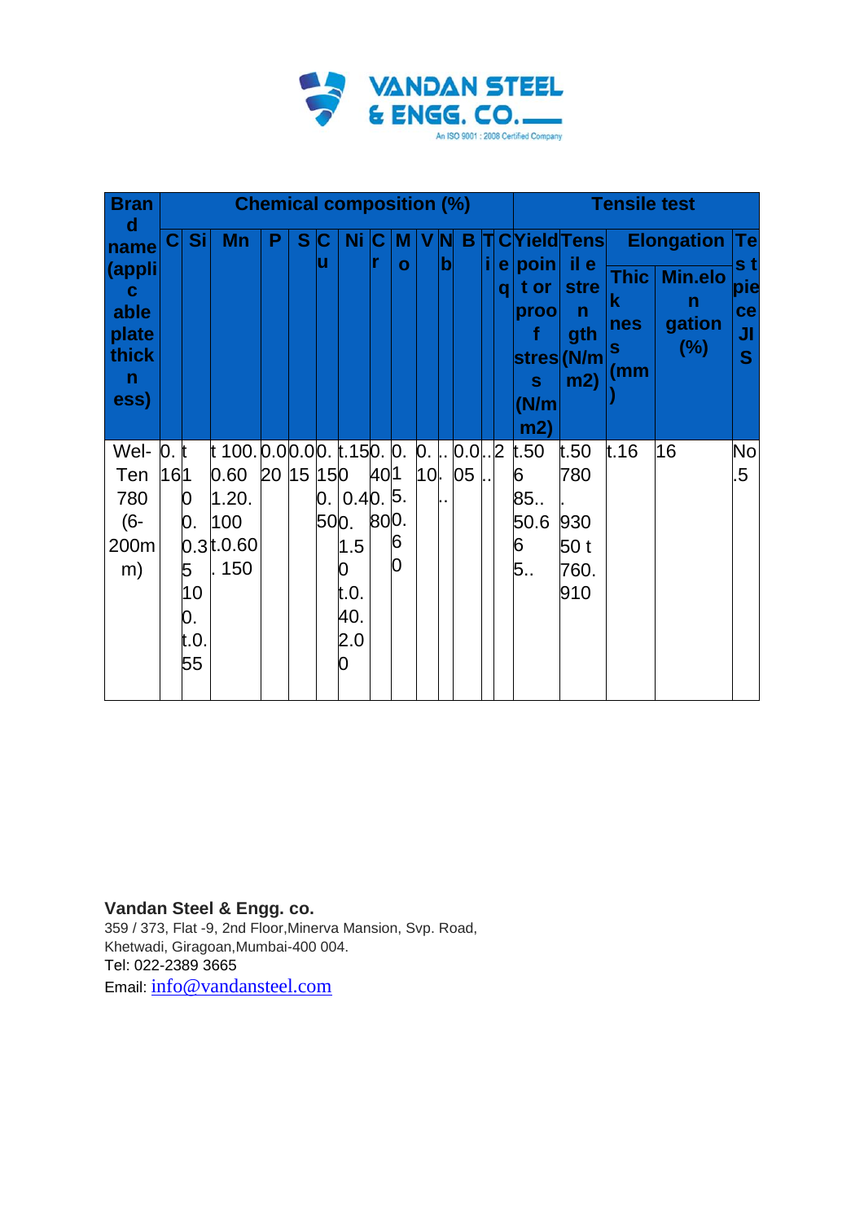**VANDAN STEEL & ENGG. CO.**

An ISO 9001 : 2008 Certified Company

| Brand name (applicable plate thickness) | Chemical composition (%) | | | | | | | | | | | | | | Tensile test | | | | |
|---|---|---|---|---|---|---|---|---|---|---|---|---|---|---|---|---|---|---|---|
| | C | Si | Mn | P | S | Cu | Ni | Cr | Mo | V | Nb | B | Ti | Ceq | Yield point or proof stress (N/mm2) | Tensile strength (N/mm2) | Elongation | | Test piece JIS |
| | | | | | | | | | | | | | | | | | Thickness (mm) | Min.elongation (%) | |
| Wel-Ten 780 (6-200mm) | 0.16 | t 100. 0.35 100. t.0.55 | t 100. 0.60 1.20. 100 t.0.60 . 150 | 0.020 | 0.015 | 0.15 0.50 | t.150. 0.40. 1.50 t.0.40. 2.00 | 0.40 0.80 | 0.15. 0.60 | 0.10. | .... | 0.005 | .... | 2 | t.50 685.. 50.665.. | t.50 780 . 930 50 t 760. 910 | t.16 | 16 | No.5 |

**Vandan Steel & Engg. co.**
359 / 373, Flat -9, 2nd Floor,Minerva Mansion, Svp. Road,
Khetwadi, Giragoan,Mumbai-400 004.
Tel: 022-2389 3665
Email: info@vandansteel.com